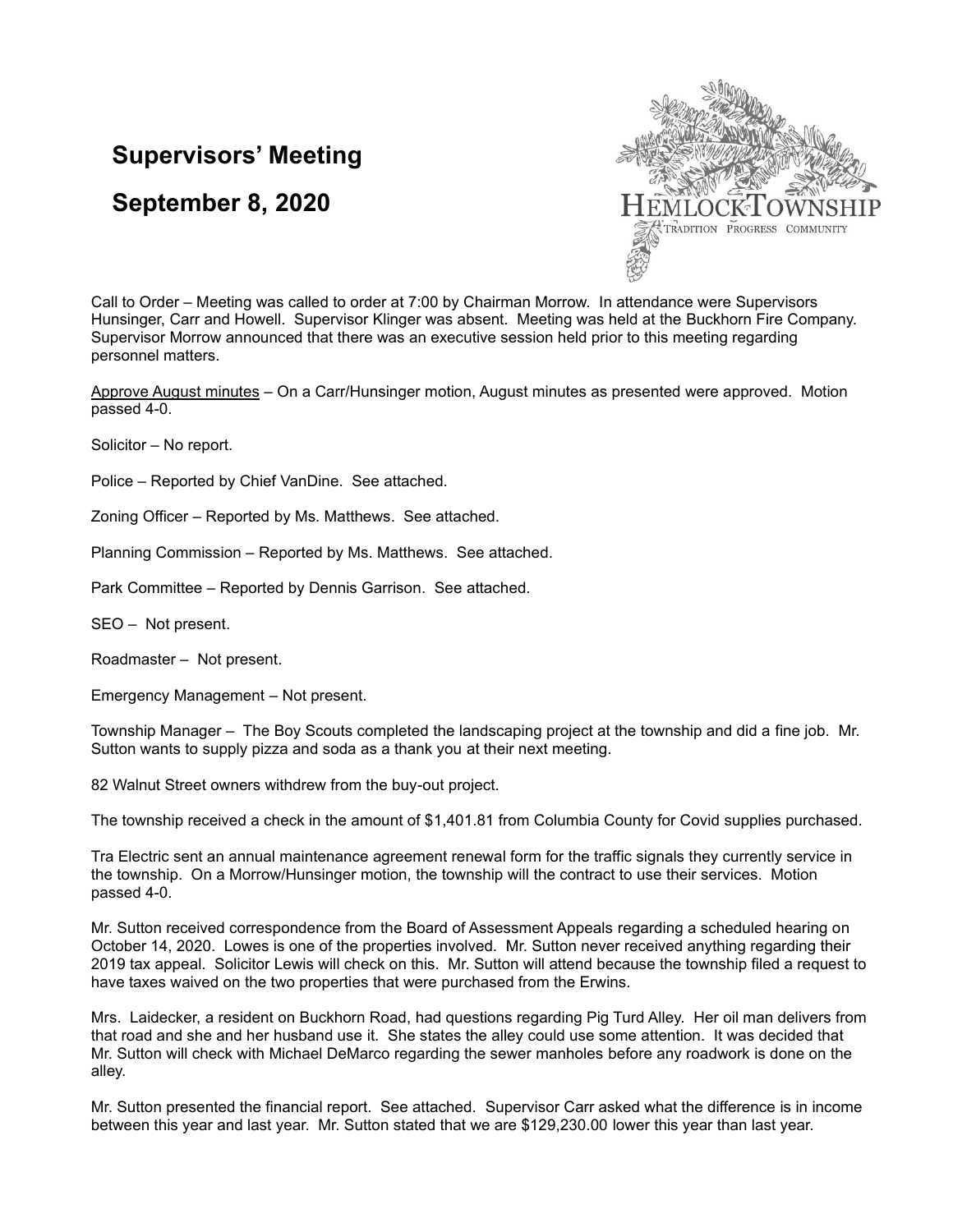# Supervisors' Meeting

# September 8, 2020

HEMLOCK TOWNSHIP
TRADITION PROGRESS COMMUNITY

Call to Order – Meeting was called to order at 7:00 by Chairman Morrow. In attendance were Supervisors Hunsinger, Carr and Howell. Supervisor Klinger was absent. Meeting was held at the Buckhorn Fire Company. Supervisor Morrow announced that there was an executive session held prior to this meeting regarding personnel matters.

Approve August minutes – On a Carr/Hunsinger motion, August minutes as presented were approved. Motion passed 4-0.

Solicitor – No report.

Police – Reported by Chief VanDine. See attached.

Zoning Officer – Reported by Ms. Matthews. See attached.

Planning Commission – Reported by Ms. Matthews. See attached.

Park Committee – Reported by Dennis Garrison. See attached.

SEO – Not present.

Roadmaster – Not present.

Emergency Management – Not present.

Township Manager – The Boy Scouts completed the landscaping project at the township and did a fine job. Mr. Sutton wants to supply pizza and soda as a thank you at their next meeting.

82 Walnut Street owners withdrew from the buy-out project.

The township received a check in the amount of $1,401.81 from Columbia County for Covid supplies purchased.

Tra Electric sent an annual maintenance agreement renewal form for the traffic signals they currently service in the township. On a Morrow/Hunsinger motion, the township will the contract to use their services. Motion passed 4-0.

Mr. Sutton received correspondence from the Board of Assessment Appeals regarding a scheduled hearing on October 14, 2020. Lowes is one of the properties involved. Mr. Sutton never received anything regarding their 2019 tax appeal. Solicitor Lewis will check on this. Mr. Sutton will attend because the township filed a request to have taxes waived on the two properties that were purchased from the Erwins.

Mrs. Laidecker, a resident on Buckhorn Road, had questions regarding Pig Turd Alley. Her oil man delivers from that road and she and her husband use it. She states the alley could use some attention. It was decided that Mr. Sutton will check with Michael DeMarco regarding the sewer manholes before any roadwork is done on the alley.

Mr. Sutton presented the financial report. See attached. Supervisor Carr asked what the difference is in income between this year and last year. Mr. Sutton stated that we are $129,230.00 lower this year than last year.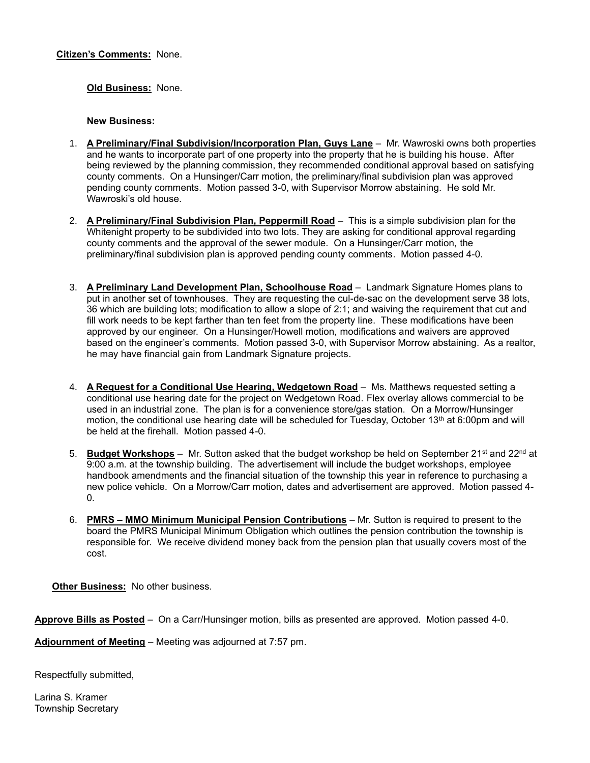**Citizen's Comments:** None.

**Old Business:** None.

**New Business:**

1. **A Preliminary/Final Subdivision/Incorporation Plan, Guys Lane** – Mr. Wawroski owns both properties and he wants to incorporate part of one property into the property that he is building his house. After being reviewed by the planning commission, they recommended conditional approval based on satisfying county comments. On a Hunsinger/Carr motion, the preliminary/final subdivision plan was approved pending county comments. Motion passed 3-0, with Supervisor Morrow abstaining. He sold Mr. Wawroski's old house.

2. **A Preliminary/Final Subdivision Plan, Peppermill Road** – This is a simple subdivision plan for the Whitenight property to be subdivided into two lots. They are asking for conditional approval regarding county comments and the approval of the sewer module. On a Hunsinger/Carr motion, the preliminary/final subdivision plan is approved pending county comments. Motion passed 4-0.

3. **A Preliminary Land Development Plan, Schoolhouse Road** – Landmark Signature Homes plans to put in another set of townhouses. They are requesting the cul-de-sac on the development serve 38 lots, 36 which are building lots; modification to allow a slope of 2:1; and waiving the requirement that cut and fill work needs to be kept farther than ten feet from the property line. These modifications have been approved by our engineer. On a Hunsinger/Howell motion, modifications and waivers are approved based on the engineer's comments. Motion passed 3-0, with Supervisor Morrow abstaining. As a realtor, he may have financial gain from Landmark Signature projects.

4. **A Request for a Conditional Use Hearing, Wedgetown Road** – Ms. Matthews requested setting a conditional use hearing date for the project on Wedgetown Road. Flex overlay allows commercial to be used in an industrial zone. The plan is for a convenience store/gas station. On a Morrow/Hunsinger motion, the conditional use hearing date will be scheduled for Tuesday, October 13th at 6:00pm and will be held at the firehall. Motion passed 4-0.

5. **Budget Workshops** – Mr. Sutton asked that the budget workshop be held on September 21st and 22nd at 9:00 a.m. at the township building. The advertisement will include the budget workshops, employee handbook amendments and the financial situation of the township this year in reference to purchasing a new police vehicle. On a Morrow/Carr motion, dates and advertisement are approved. Motion passed 4-0.

6. **PMRS – MMO Minimum Municipal Pension Contributions** – Mr. Sutton is required to present to the board the PMRS Municipal Minimum Obligation which outlines the pension contribution the township is responsible for. We receive dividend money back from the pension plan that usually covers most of the cost.

**Other Business:** No other business.

**Approve Bills as Posted** – On a Carr/Hunsinger motion, bills as presented are approved. Motion passed 4-0.

**Adjournment of Meeting** – Meeting was adjourned at 7:57 pm.

Respectfully submitted,

Larina S. Kramer
Township Secretary